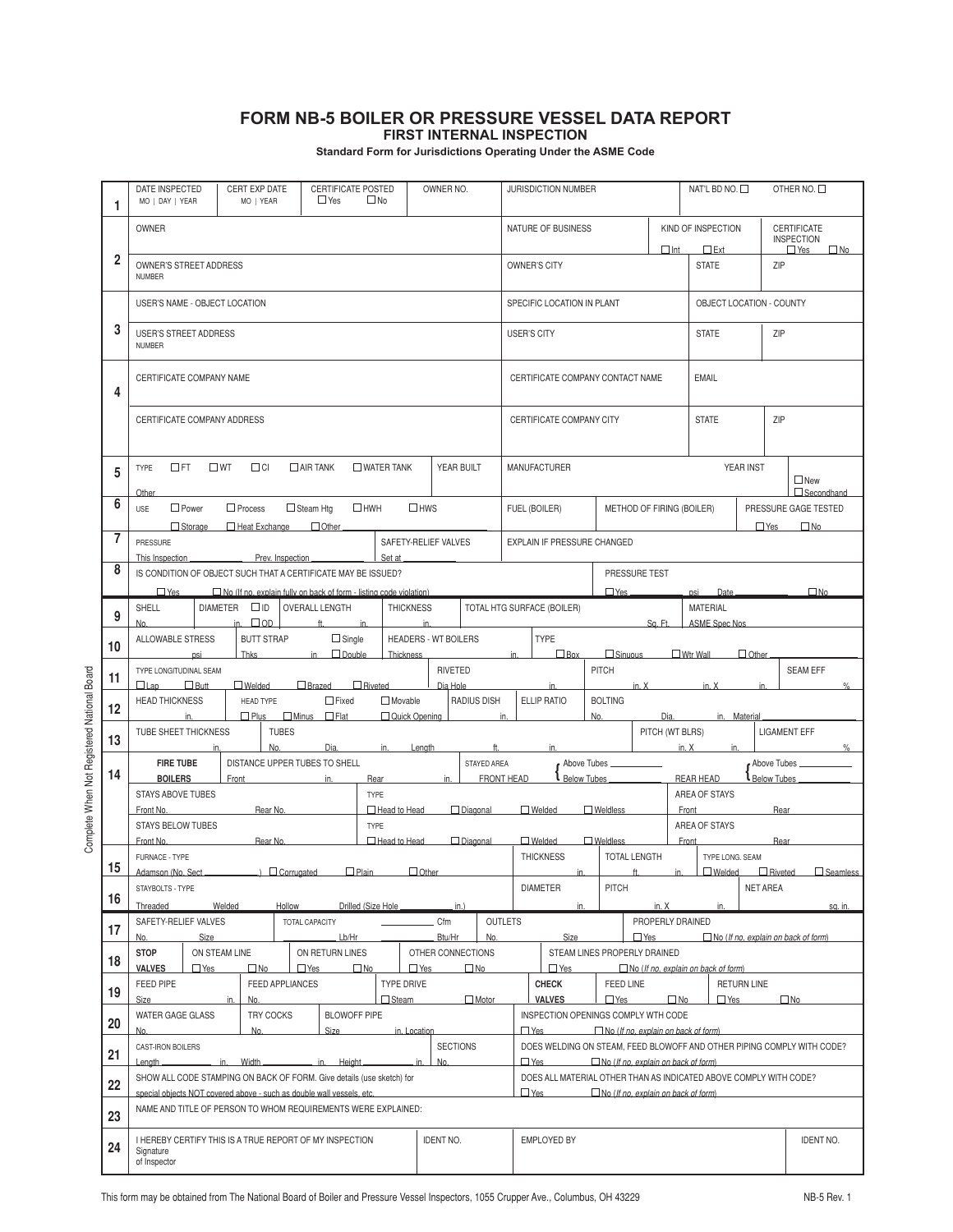# FORM NB-5 BOILER OR PRESSURE VESSEL DATA REPORT

## FIRST INTERNAL INSPECTION

**Standard Form for Jurisdictions Operating Under the ASME Code**

Complete When Not Registered National Board

| | | | | |
|---|---|---|---|---|
| **1** | DATE INSPECTED MO \| DAY \| YEAR | CERT EXP DATE MO \| YEAR | CERTIFICATE POSTED ☐ Yes ☐ No | OWNER NO. | JURISDICTION NUMBER | NAT'L BD NO. ☐ OTHER NO. ☐ |
| **2** | OWNER | NATURE OF BUSINESS | KIND OF INSPECTION ☐ Int ☐ Ext | CERTIFICATE INSPECTION ☐ Yes ☐ No |
| | OWNER'S STREET ADDRESS NUMBER | OWNER'S CITY | STATE | ZIP |
| **3** | USER'S NAME - OBJECT LOCATION | SPECIFIC LOCATION IN PLANT | OBJECT LOCATION - COUNTY | |
| | USER'S STREET ADDRESS NUMBER | USER'S CITY | STATE | ZIP |
| **4** | CERTIFICATE COMPANY NAME | CERTIFICATE COMPANY CONTACT NAME | EMAIL | |
| | CERTIFICATE COMPANY ADDRESS | CERTIFICATE COMPANY CITY | STATE | ZIP |
| **5** | TYPE ☐ FT ☐ WT ☐ CI ☐ AIR TANK ☐ WATER TANK Other ______ | YEAR BUILT | MANUFACTURER | YEAR INST ☐ New ☐ Secondhand |
| **6** | USE ☐ Power ☐ Process ☐ Steam Htg ☐ HWH ☐ HWS ☐ Storage ☐ Heat Exchange ☐ Other ______ | FUEL (BOILER) | METHOD OF FIRING (BOILER) | PRESSURE GAGE TESTED ☐ Yes ☐ No |
| **7** | PRESSURE This Inspection ______ Prev. Inspection ______ | SAFETY-RELIEF VALVES Set at ______ | EXPLAIN IF PRESSURE CHANGED | |
| **8** | IS CONDITION OF OBJECT SUCH THAT A CERTIFICATE MAY BE ISSUED? ☐ Yes ☐ No (If no, explain fully on back of form - listing code violation) | | PRESSURE TEST ☐ Yes ______ psi Date ______ ☐ No | |
| **9** | SHELL No. ______ DIAMETER ☐ ID ☐ OD ______ in. | OVERALL LENGTH ______ ft. ______ in. | THICKNESS ______ in. | TOTAL HTG SURFACE (BOILER) ______ Sq. Ft. | MATERIAL ASME Spec Nos ______ |
| **10** | ALLOWABLE STRESS ______ psi | BUTT STRAP Thks ______ in. ☐ Single ☐ Double | HEADERS - WT BOILERS Thickness ______ in. | TYPE ☐ Box ☐ Sinuous ☐ Wtr Wall ☐ Other ______ |
| **11** | TYPE LONGITUDINAL SEAM ☐ Lap ☐ Butt ☐ Welded ☐ Brazed ☐ Riveted | RIVETED Dia Hole ______ in. | PITCH ______ in. X ______ in. X ______ in. | SEAM EFF ______ % |
| **12** | HEAD THICKNESS ______ in. | HEAD TYPE ☐ Plus ☐ Minus ☐ Fixed ☐ Flat ☐ Movable ☐ Quick Opening | RADIUS DISH ______ in. | ELLIP RATIO | BOLTING No. ______ Dia. ______ in. Material ______ |
| **13** | TUBE SHEET THICKNESS ______ in. | TUBES No. ______ Dia. ______ in. Length ______ ft. ______ in. | PITCH (WT BLRS) ______ in. X ______ in. | LIGAMENT EFF ______ % |
| **14** | **FIRE TUBE BOILERS** | DISTANCE UPPER TUBES TO SHELL Front ______ in. Rear ______ in. | STAYED AREA FRONT HEAD { Above Tubes ______ Below Tubes ______ | REAR HEAD { Above Tubes ______ Below Tubes ______ |
| | STAYS ABOVE TUBES Front No. ______ Rear No. ______ | TYPE ☐ Head to Head ☐ Diagonal ☐ Welded ☐ Weldless | AREA OF STAYS Front ______ Rear ______ | |
| | STAYS BELOW TUBES Front No. ______ Rear No. ______ | TYPE ☐ Head to Head ☐ Diagonal ☐ Welded ☐ Weldless | AREA OF STAYS Front ______ Rear ______ | |
| **15** | FURNACE - TYPE Adamson (No. Sect ______) ☐ Corrugated ☐ Plain ☐ Other | THICKNESS ______ in. | TOTAL LENGTH ______ ft. ______ in. | TYPE LONG. SEAM ☐ Welded ☐ Riveted ☐ Seamless |
| **16** | STAYBOLTS - TYPE Threaded ______ Welded ______ Hollow ______ Drilled (Size Hole ______ in.) | DIAMETER ______ in. | PITCH ______ in. X ______ in. | NET AREA ______ sq. in. |
| **17** | SAFETY-RELIEF VALVES No. ______ Size ______ | TOTAL CAPACITY ______ Lb/Hr ______ Cfm ______ Btu/Hr | OUTLETS No. ______ Size ______ | PROPERLY DRAINED ☐ Yes ☐ No (*If no, explain on back of form*) |
| **18** | **STOP VALVES** ON STEAM LINE ☐ Yes ☐ No | ON RETURN LINES ☐ Yes ☐ No | OTHER CONNECTIONS ☐ Yes ☐ No | STEAM LINES PROPERLY DRAINED ☐ Yes ☐ No (*If no, explain on back of form*) |
| **19** | FEED PIPE Size ______ in. | FEED APPLIANCES No. ______ | TYPE DRIVE ☐ Steam ☐ Motor | **CHECK VALVES** FEED LINE ☐ Yes ☐ No RETURN LINE ☐ Yes ☐ No |
| **20** | WATER GAGE GLASS No. ______ | TRY COCKS No. ______ | BLOWOFF PIPE Size ______ in. Location ______ | INSPECTION OPENINGS COMPLY WTH CODE ☐ Yes ☐ No (*If no, explain on back of form*) |
| **21** | CAST-IRON BOILERS Length ______ in. Width ______ in. Height ______ in. | SECTIONS No. ______ | DOES WELDING ON STEAM, FEED BLOWOFF AND OTHER PIPING COMPLY WITH CODE? ☐ Yes ☐ No (*If no, explain on back of form*) | |
| **22** | SHOW ALL CODE STAMPING ON BACK OF FORM. Give details (use sketch) for special objects NOT covered above - such as double wall vessels, etc. | | DOES ALL MATERIAL OTHER THAN AS INDICATED ABOVE COMPLY WITH CODE? ☐ Yes ☐ No (*If no, explain on back of form*) | |
| **23** | NAME AND TITLE OF PERSON TO WHOM REQUIREMENTS WERE EXPLAINED: | | | |
| **24** | I HEREBY CERTIFY THIS IS A TRUE REPORT OF MY INSPECTION Signature of Inspector | IDENT NO. | EMPLOYED BY | IDENT NO. |

This form may be obtained from The National Board of Boiler and Pressure Vessel Inspectors, 1055 Crupper Ave., Columbus, OH 43229

NB-5 Rev. 1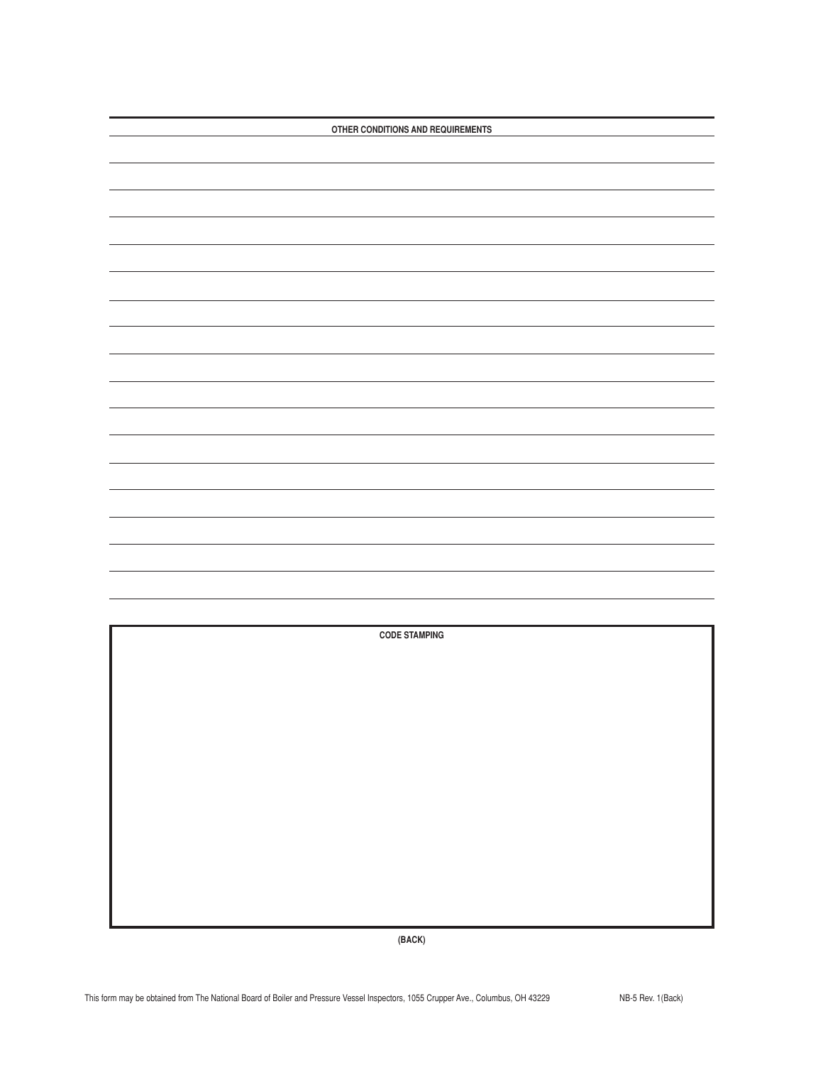**OTHER CONDITIONS AND REQUIREMENTS**

**CODE STAMPING**

**(BACK)**

This form may be obtained from The National Board of Boiler and Pressure Vessel Inspectors, 1055 Crupper Ave., Columbus, OH 43229

NB-5 Rev. 1(Back)